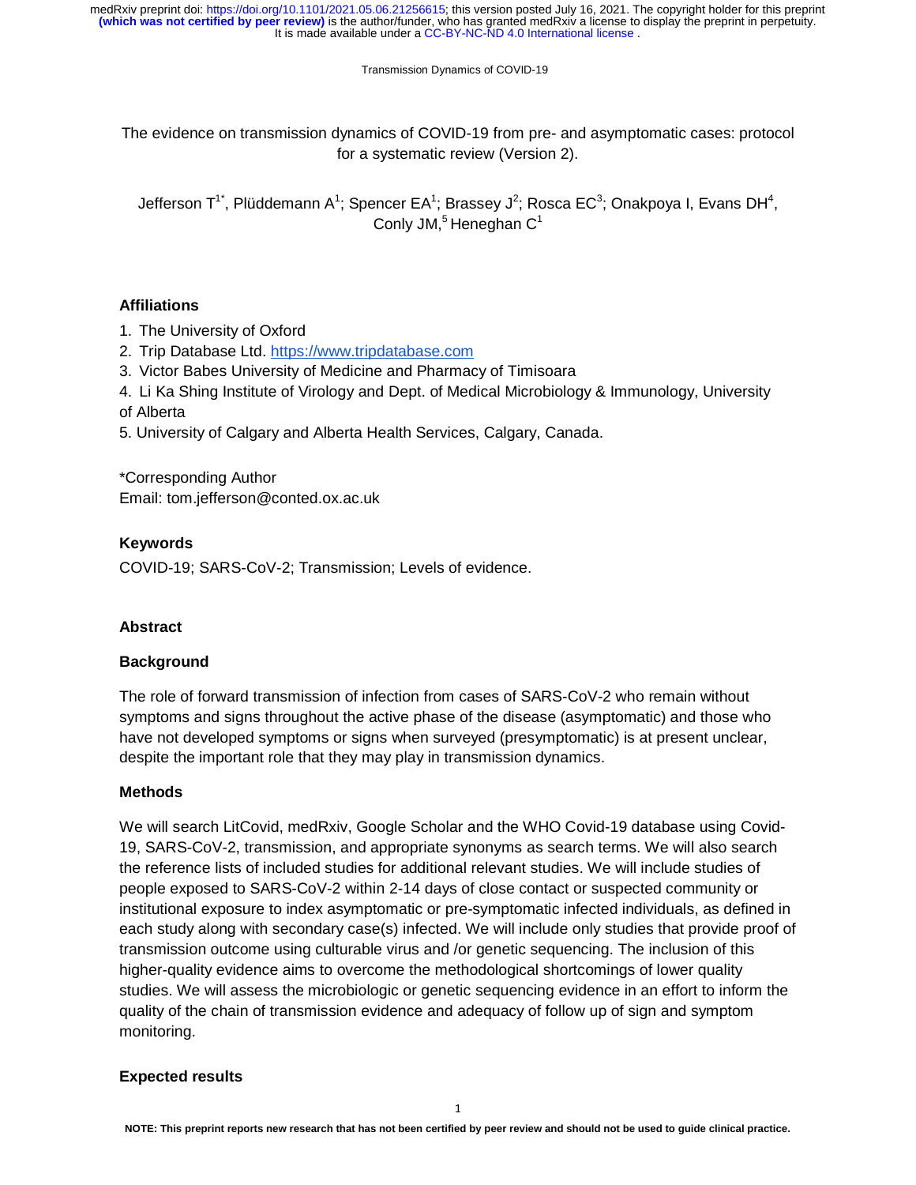The evidence on transmission dynamics of COVID-19 from pre- and asymptomatic cases: protocol for a systematic review (Version 2).

Jefferson T[1*], Plüddemann A[1]; Spencer EA[1]; Brassey J[2]; Rosca EC[3]; Onakpoya I, Evans DH[4], Conly JM,[5] Heneghan C[1]

### Affiliations

1. The University of Oxford
2. Trip Database Ltd. https://www.tripdatabase.com
3. Victor Babes University of Medicine and Pharmacy of Timisoara
4. Li Ka Shing Institute of Virology and Dept. of Medical Microbiology & Immunology, University of Alberta
5. University of Calgary and Alberta Health Services, Calgary, Canada.

*Corresponding Author
Email: tom.jefferson@conted.ox.ac.uk

### Keywords

COVID-19; SARS-CoV-2; Transmission; Levels of evidence.

### Abstract

### Background

The role of forward transmission of infection from cases of SARS-CoV-2 who remain without symptoms and signs throughout the active phase of the disease (asymptomatic) and those who have not developed symptoms or signs when surveyed (presymptomatic) is at present unclear, despite the important role that they may play in transmission dynamics.

### Methods

We will search LitCovid, medRxiv, Google Scholar and the WHO Covid-19 database using Covid-19, SARS-CoV-2, transmission, and appropriate synonyms as search terms. We will also search the reference lists of included studies for additional relevant studies. We will include studies of people exposed to SARS-CoV-2 within 2-14 days of close contact or suspected community or institutional exposure to index asymptomatic or pre-symptomatic infected individuals, as defined in each study along with secondary case(s) infected. We will include only studies that provide proof of transmission outcome using culturable virus and /or genetic sequencing. The inclusion of this higher-quality evidence aims to overcome the methodological shortcomings of lower quality studies. We will assess the microbiologic or genetic sequencing evidence in an effort to inform the quality of the chain of transmission evidence and adequacy of follow up of sign and symptom monitoring.

### Expected results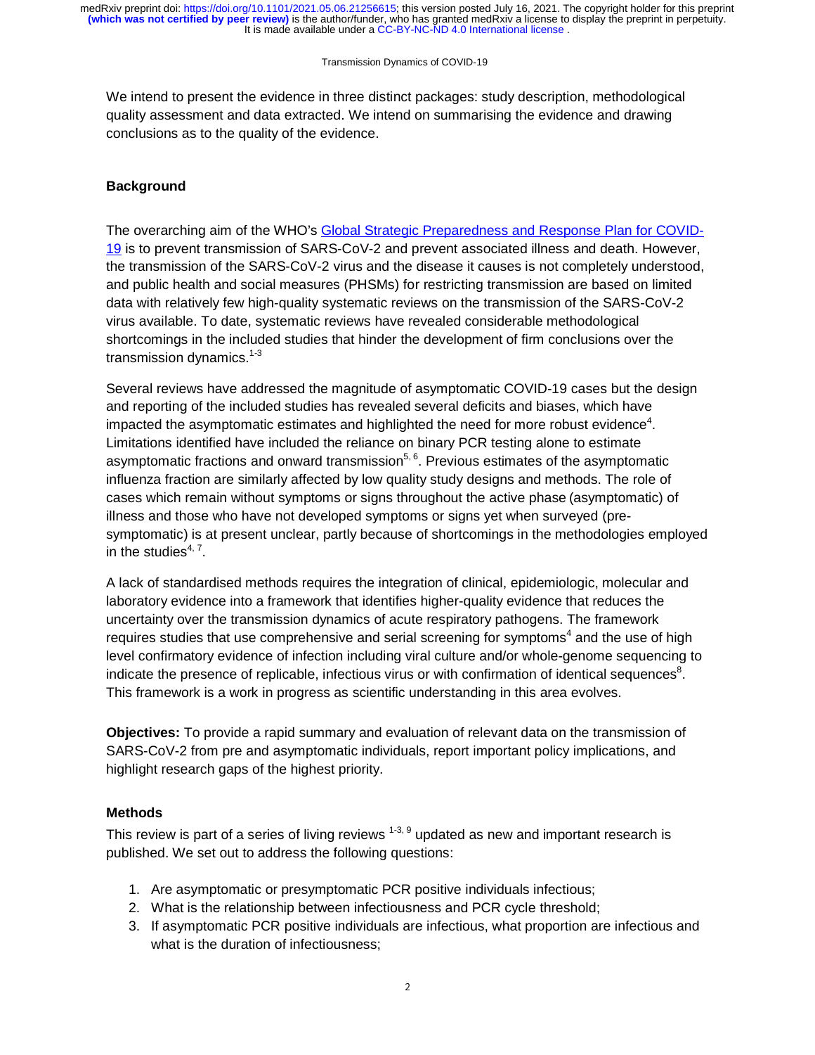We intend to present the evidence in three distinct packages: study description, methodological quality assessment and data extracted. We intend on summarising the evidence and drawing conclusions as to the quality of the evidence.

## Background

The overarching aim of the WHO's Global Strategic Preparedness and Response Plan for COVID-19 is to prevent transmission of SARS-CoV-2 and prevent associated illness and death. However, the transmission of the SARS-CoV-2 virus and the disease it causes is not completely understood, and public health and social measures (PHSMs) for restricting transmission are based on limited data with relatively few high-quality systematic reviews on the transmission of the SARS-CoV-2 virus available. To date, systematic reviews have revealed considerable methodological shortcomings in the included studies that hinder the development of firm conclusions over the transmission dynamics.[1-3]

Several reviews have addressed the magnitude of asymptomatic COVID-19 cases but the design and reporting of the included studies has revealed several deficits and biases, which have impacted the asymptomatic estimates and highlighted the need for more robust evidence[4]. Limitations identified have included the reliance on binary PCR testing alone to estimate asymptomatic fractions and onward transmission[5, 6]. Previous estimates of the asymptomatic influenza fraction are similarly affected by low quality study designs and methods. The role of cases which remain without symptoms or signs throughout the active phase (asymptomatic) of illness and those who have not developed symptoms or signs yet when surveyed (pre-symptomatic) is at present unclear, partly because of shortcomings in the methodologies employed in the studies[4, 7].

A lack of standardised methods requires the integration of clinical, epidemiologic, molecular and laboratory evidence into a framework that identifies higher-quality evidence that reduces the uncertainty over the transmission dynamics of acute respiratory pathogens. The framework requires studies that use comprehensive and serial screening for symptoms[4] and the use of high level confirmatory evidence of infection including viral culture and/or whole-genome sequencing to indicate the presence of replicable, infectious virus or with confirmation of identical sequences[8]. This framework is a work in progress as scientific understanding in this area evolves.

**Objectives:** To provide a rapid summary and evaluation of relevant data on the transmission of SARS-CoV-2 from pre and asymptomatic individuals, report important policy implications, and highlight research gaps of the highest priority.

## Methods

This review is part of a series of living reviews [1-3, 9] updated as new and important research is published. We set out to address the following questions:

1. Are asymptomatic or presymptomatic PCR positive individuals infectious;
2. What is the relationship between infectiousness and PCR cycle threshold;
3. If asymptomatic PCR positive individuals are infectious, what proportion are infectious and what is the duration of infectiousness;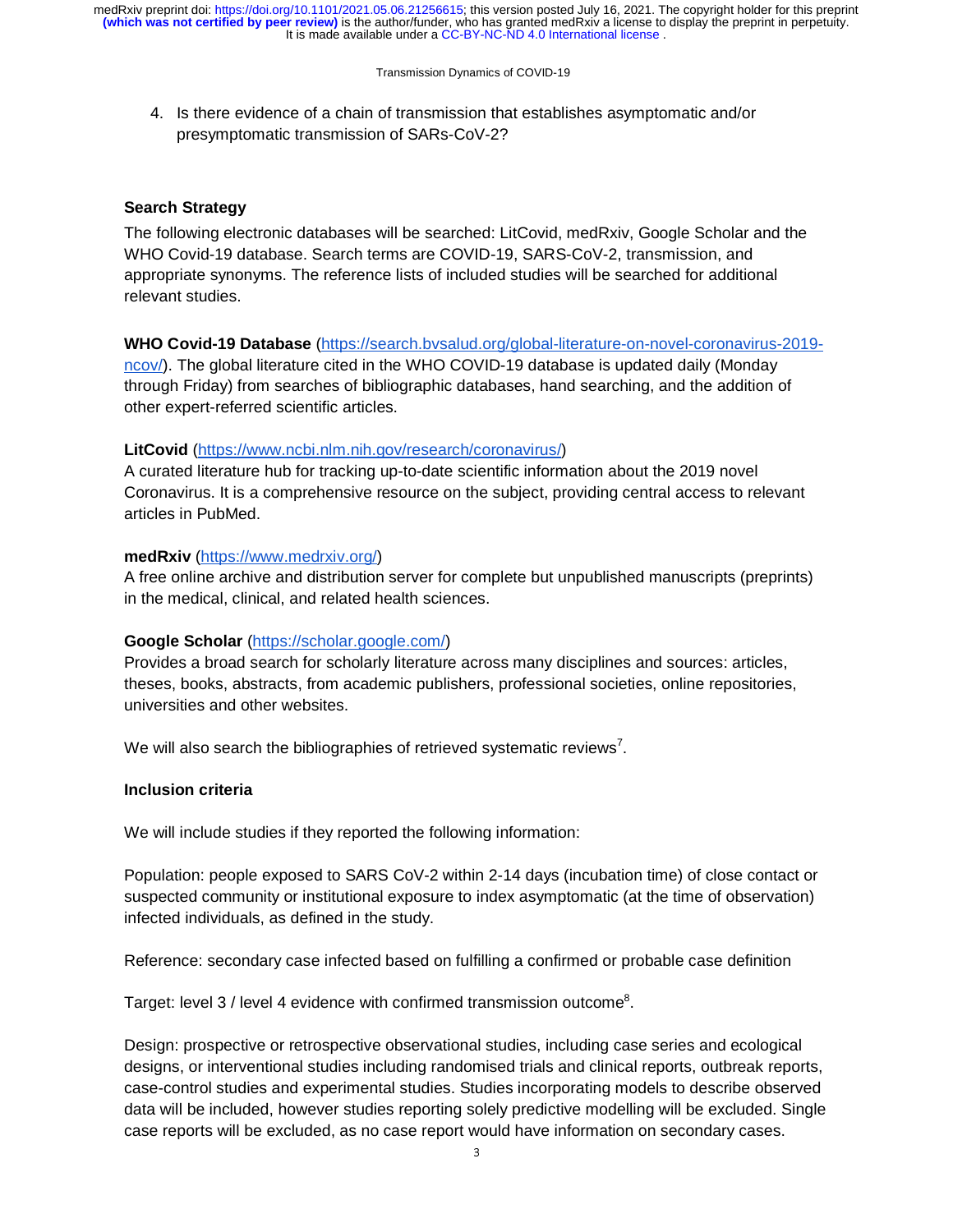4. Is there evidence of a chain of transmission that establishes asymptomatic and/or presymptomatic transmission of SARs-CoV-2?

**Search Strategy**

The following electronic databases will be searched: LitCovid, medRxiv, Google Scholar and the WHO Covid-19 database. Search terms are COVID-19, SARS-CoV-2, transmission, and appropriate synonyms. The reference lists of included studies will be searched for additional relevant studies.

**WHO Covid-19 Database** (https://search.bvsalud.org/global-literature-on-novel-coronavirus-2019-ncov/). The global literature cited in the WHO COVID-19 database is updated daily (Monday through Friday) from searches of bibliographic databases, hand searching, and the addition of other expert-referred scientific articles.

**LitCovid** (https://www.ncbi.nlm.nih.gov/research/coronavirus/)
A curated literature hub for tracking up-to-date scientific information about the 2019 novel Coronavirus. It is a comprehensive resource on the subject, providing central access to relevant articles in PubMed.

**medRxiv** (https://www.medrxiv.org/)
A free online archive and distribution server for complete but unpublished manuscripts (preprints) in the medical, clinical, and related health sciences.

**Google Scholar** (https://scholar.google.com/)
Provides a broad search for scholarly literature across many disciplines and sources: articles, theses, books, abstracts, from academic publishers, professional societies, online repositories, universities and other websites.

We will also search the bibliographies of retrieved systematic reviews[7].

**Inclusion criteria**

We will include studies if they reported the following information:

Population: people exposed to SARS CoV-2 within 2-14 days (incubation time) of close contact or suspected community or institutional exposure to index asymptomatic (at the time of observation) infected individuals, as defined in the study.

Reference: secondary case infected based on fulfilling a confirmed or probable case definition

Target: level 3 / level 4 evidence with confirmed transmission outcome[8].

Design: prospective or retrospective observational studies, including case series and ecological designs, or interventional studies including randomised trials and clinical reports, outbreak reports, case-control studies and experimental studies. Studies incorporating models to describe observed data will be included, however studies reporting solely predictive modelling will be excluded. Single case reports will be excluded, as no case report would have information on secondary cases.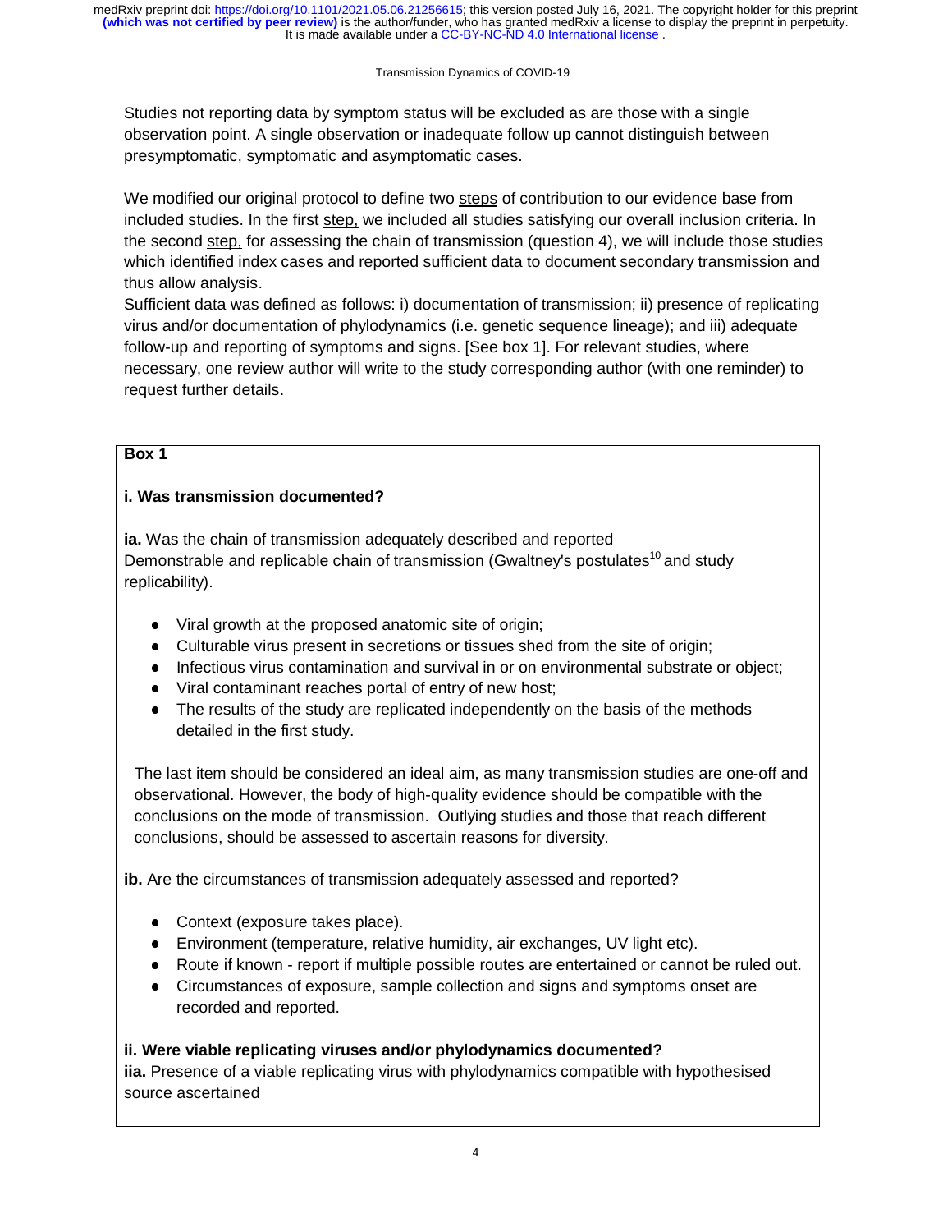Studies not reporting data by symptom status will be excluded as are those with a single observation point. A single observation or inadequate follow up cannot distinguish between presymptomatic, symptomatic and asymptomatic cases.

We modified our original protocol to define two steps of contribution to our evidence base from included studies. In the first step, we included all studies satisfying our overall inclusion criteria. In the second step, for assessing the chain of transmission (question 4), we will include those studies which identified index cases and reported sufficient data to document secondary transmission and thus allow analysis.

Sufficient data was defined as follows: i) documentation of transmission; ii) presence of replicating virus and/or documentation of phylodynamics (i.e. genetic sequence lineage); and iii) adequate follow-up and reporting of symptoms and signs. [See box 1]. For relevant studies, where necessary, one review author will write to the study corresponding author (with one reminder) to request further details.

**Box 1**

**i. Was transmission documented?**

**ia.** Was the chain of transmission adequately described and reported
Demonstrable and replicable chain of transmission (Gwaltney's postulates[10] and study replicability).

- Viral growth at the proposed anatomic site of origin;
- Culturable virus present in secretions or tissues shed from the site of origin;
- Infectious virus contamination and survival in or on environmental substrate or object;
- Viral contaminant reaches portal of entry of new host;
- The results of the study are replicated independently on the basis of the methods detailed in the first study.

The last item should be considered an ideal aim, as many transmission studies are one-off and observational. However, the body of high-quality evidence should be compatible with the conclusions on the mode of transmission. Outlying studies and those that reach different conclusions, should be assessed to ascertain reasons for diversity.

**ib.** Are the circumstances of transmission adequately assessed and reported?

- Context (exposure takes place).
- Environment (temperature, relative humidity, air exchanges, UV light etc).
- Route if known - report if multiple possible routes are entertained or cannot be ruled out.
- Circumstances of exposure, sample collection and signs and symptoms onset are recorded and reported.

**ii. Were viable replicating viruses and/or phylodynamics documented?**

**iia.** Presence of a viable replicating virus with phylodynamics compatible with hypothesised source ascertained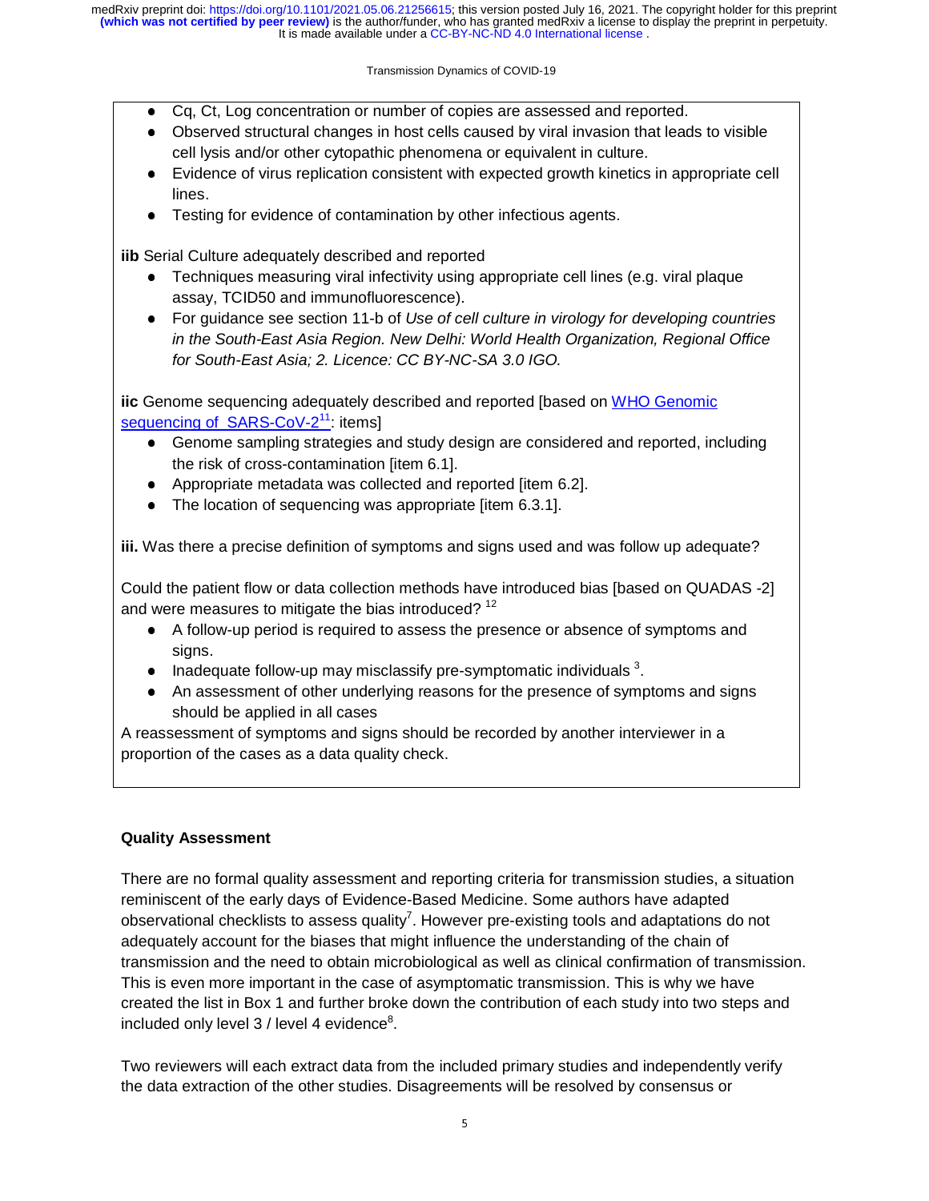- Cq, Ct, Log concentration or number of copies are assessed and reported.
- Observed structural changes in host cells caused by viral invasion that leads to visible cell lysis and/or other cytopathic phenomena or equivalent in culture.
- Evidence of virus replication consistent with expected growth kinetics in appropriate cell lines.
- Testing for evidence of contamination by other infectious agents.

**iib** Serial Culture adequately described and reported

- Techniques measuring viral infectivity using appropriate cell lines (e.g. viral plaque assay, TCID50 and immunofluorescence).
- For guidance see section 11-b of *Use of cell culture in virology for developing countries in the South-East Asia Region. New Delhi: World Health Organization, Regional Office for South-East Asia; 2. Licence: CC BY-NC-SA 3.0 IGO.*

**iic** Genome sequencing adequately described and reported [based on WHO Genomic sequencing of SARS-CoV-2[11]: items]

- Genome sampling strategies and study design are considered and reported, including the risk of cross-contamination [item 6.1].
- Appropriate metadata was collected and reported [item 6.2].
- The location of sequencing was appropriate [item 6.3.1].

**iii.** Was there a precise definition of symptoms and signs used and was follow up adequate?

Could the patient flow or data collection methods have introduced bias [based on QUADAS -2] and were measures to mitigate the bias introduced? [12]

- A follow-up period is required to assess the presence or absence of symptoms and signs.
- Inadequate follow-up may misclassify pre-symptomatic individuals [3].
- An assessment of other underlying reasons for the presence of symptoms and signs should be applied in all cases

A reassessment of symptoms and signs should be recorded by another interviewer in a proportion of the cases as a data quality check.

**Quality Assessment**

There are no formal quality assessment and reporting criteria for transmission studies, a situation reminiscent of the early days of Evidence-Based Medicine. Some authors have adapted observational checklists to assess quality[7]. However pre-existing tools and adaptations do not adequately account for the biases that might influence the understanding of the chain of transmission and the need to obtain microbiological as well as clinical confirmation of transmission. This is even more important in the case of asymptomatic transmission. This is why we have created the list in Box 1 and further broke down the contribution of each study into two steps and included only level 3 / level 4 evidence[8].

Two reviewers will each extract data from the included primary studies and independently verify the data extraction of the other studies. Disagreements will be resolved by consensus or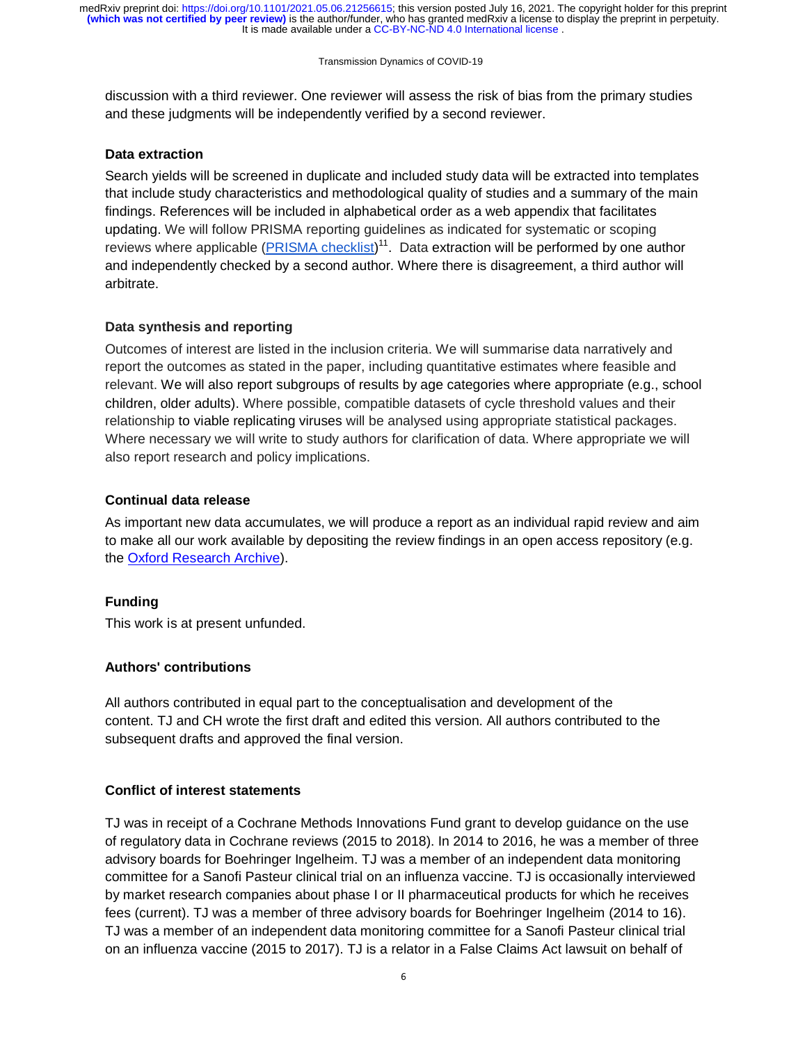discussion with a third reviewer. One reviewer will assess the risk of bias from the primary studies and these judgments will be independently verified by a second reviewer.

### Data extraction

Search yields will be screened in duplicate and included study data will be extracted into templates that include study characteristics and methodological quality of studies and a summary of the main findings. References will be included in alphabetical order as a web appendix that facilitates updating. We will follow PRISMA reporting guidelines as indicated for systematic or scoping reviews where applicable (PRISMA checklist)[11]. Data extraction will be performed by one author and independently checked by a second author. Where there is disagreement, a third author will arbitrate.

### Data synthesis and reporting

Outcomes of interest are listed in the inclusion criteria. We will summarise data narratively and report the outcomes as stated in the paper, including quantitative estimates where feasible and relevant. We will also report subgroups of results by age categories where appropriate (e.g., school children, older adults). Where possible, compatible datasets of cycle threshold values and their relationship to viable replicating viruses will be analysed using appropriate statistical packages. Where necessary we will write to study authors for clarification of data. Where appropriate we will also report research and policy implications.

### Continual data release

As important new data accumulates, we will produce a report as an individual rapid review and aim to make all our work available by depositing the review findings in an open access repository (e.g. the Oxford Research Archive).

### Funding

This work is at present unfunded.

### Authors' contributions

All authors contributed in equal part to the conceptualisation and development of the content. TJ and CH wrote the first draft and edited this version. All authors contributed to the subsequent drafts and approved the final version.

### Conflict of interest statements

TJ was in receipt of a Cochrane Methods Innovations Fund grant to develop guidance on the use of regulatory data in Cochrane reviews (2015 to 2018). In 2014 to 2016, he was a member of three advisory boards for Boehringer Ingelheim. TJ was a member of an independent data monitoring committee for a Sanofi Pasteur clinical trial on an influenza vaccine. TJ is occasionally interviewed by market research companies about phase I or II pharmaceutical products for which he receives fees (current). TJ was a member of three advisory boards for Boehringer Ingelheim (2014 to 16). TJ was a member of an independent data monitoring committee for a Sanofi Pasteur clinical trial on an influenza vaccine (2015 to 2017). TJ is a relator in a False Claims Act lawsuit on behalf of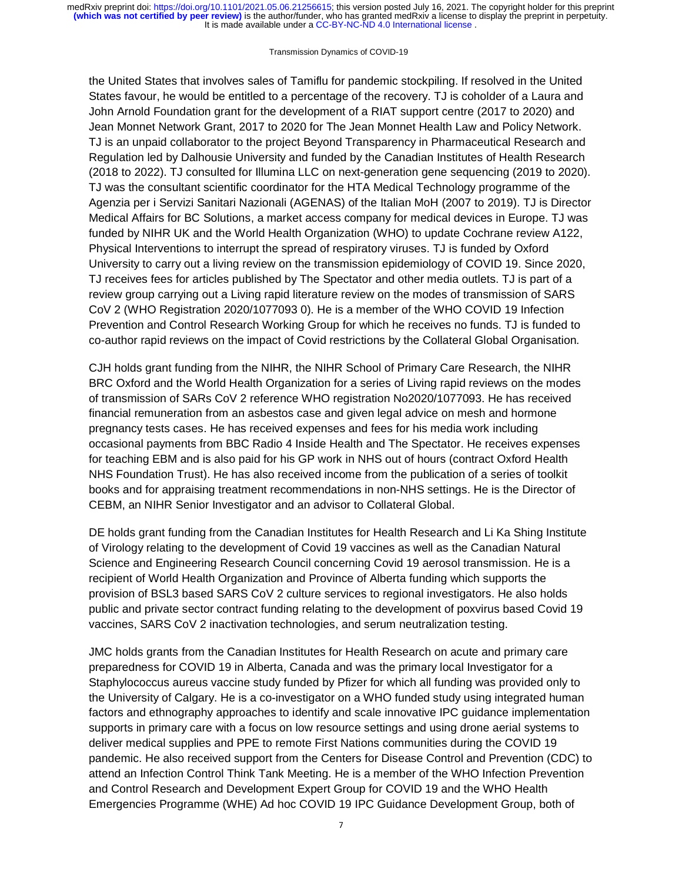the United States that involves sales of Tamiflu for pandemic stockpiling. If resolved in the United States favour, he would be entitled to a percentage of the recovery. TJ is coholder of a Laura and John Arnold Foundation grant for the development of a RIAT support centre (2017 to 2020) and Jean Monnet Network Grant, 2017 to 2020 for The Jean Monnet Health Law and Policy Network. TJ is an unpaid collaborator to the project Beyond Transparency in Pharmaceutical Research and Regulation led by Dalhousie University and funded by the Canadian Institutes of Health Research (2018 to 2022). TJ consulted for Illumina LLC on next-generation gene sequencing (2019 to 2020). TJ was the consultant scientific coordinator for the HTA Medical Technology programme of the Agenzia per i Servizi Sanitari Nazionali (AGENAS) of the Italian MoH (2007 to 2019). TJ is Director Medical Affairs for BC Solutions, a market access company for medical devices in Europe. TJ was funded by NIHR UK and the World Health Organization (WHO) to update Cochrane review A122, Physical Interventions to interrupt the spread of respiratory viruses. TJ is funded by Oxford University to carry out a living review on the transmission epidemiology of COVID 19. Since 2020, TJ receives fees for articles published by The Spectator and other media outlets. TJ is part of a review group carrying out a Living rapid literature review on the modes of transmission of SARS CoV 2 (WHO Registration 2020/1077093 0). He is a member of the WHO COVID 19 Infection Prevention and Control Research Working Group for which he receives no funds. TJ is funded to co-author rapid reviews on the impact of Covid restrictions by the Collateral Global Organisation*.*

CJH holds grant funding from the NIHR, the NIHR School of Primary Care Research, the NIHR BRC Oxford and the World Health Organization for a series of Living rapid reviews on the modes of transmission of SARs CoV 2 reference WHO registration No2020/1077093. He has received financial remuneration from an asbestos case and given legal advice on mesh and hormone pregnancy tests cases. He has received expenses and fees for his media work including occasional payments from BBC Radio 4 Inside Health and The Spectator. He receives expenses for teaching EBM and is also paid for his GP work in NHS out of hours (contract Oxford Health NHS Foundation Trust). He has also received income from the publication of a series of toolkit books and for appraising treatment recommendations in non-NHS settings. He is the Director of CEBM, an NIHR Senior Investigator and an advisor to Collateral Global.

DE holds grant funding from the Canadian Institutes for Health Research and Li Ka Shing Institute of Virology relating to the development of Covid 19 vaccines as well as the Canadian Natural Science and Engineering Research Council concerning Covid 19 aerosol transmission. He is a recipient of World Health Organization and Province of Alberta funding which supports the provision of BSL3 based SARS CoV 2 culture services to regional investigators. He also holds public and private sector contract funding relating to the development of poxvirus based Covid 19 vaccines, SARS CoV 2 inactivation technologies, and serum neutralization testing.

JMC holds grants from the Canadian Institutes for Health Research on acute and primary care preparedness for COVID 19 in Alberta, Canada and was the primary local Investigator for a Staphylococcus aureus vaccine study funded by Pfizer for which all funding was provided only to the University of Calgary. He is a co-investigator on a WHO funded study using integrated human factors and ethnography approaches to identify and scale innovative IPC guidance implementation supports in primary care with a focus on low resource settings and using drone aerial systems to deliver medical supplies and PPE to remote First Nations communities during the COVID 19 pandemic. He also received support from the Centers for Disease Control and Prevention (CDC) to attend an Infection Control Think Tank Meeting. He is a member of the WHO Infection Prevention and Control Research and Development Expert Group for COVID 19 and the WHO Health Emergencies Programme (WHE) Ad hoc COVID 19 IPC Guidance Development Group, both of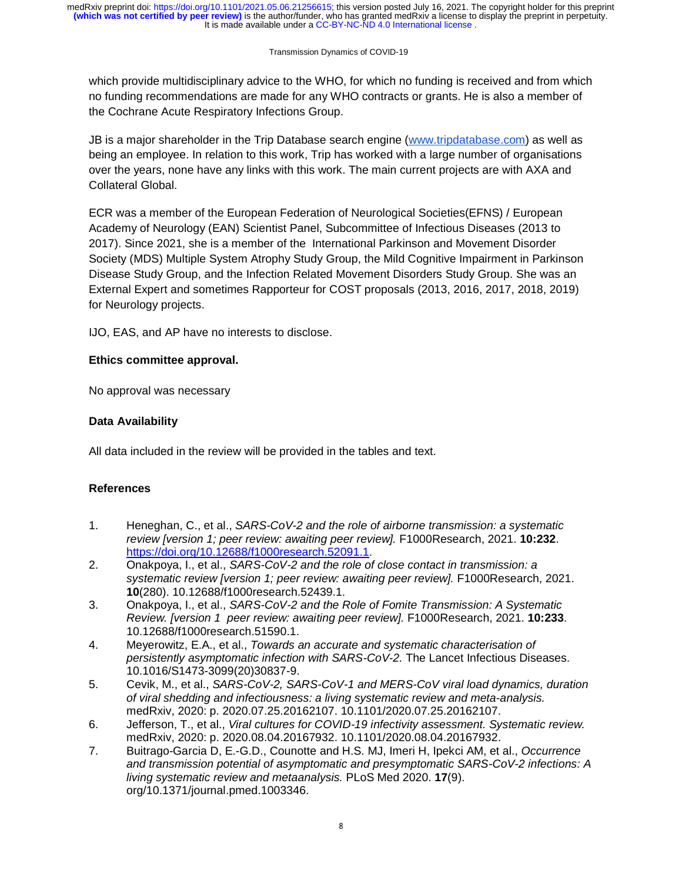which provide multidisciplinary advice to the WHO, for which no funding is received and from which no funding recommendations are made for any WHO contracts or grants. He is also a member of the Cochrane Acute Respiratory Infections Group.

JB is a major shareholder in the Trip Database search engine (www.tripdatabase.com) as well as being an employee. In relation to this work, Trip has worked with a large number of organisations over the years, none have any links with this work. The main current projects are with AXA and Collateral Global.

ECR was a member of the European Federation of Neurological Societies(EFNS) / European Academy of Neurology (EAN) Scientist Panel, Subcommittee of Infectious Diseases (2013 to 2017). Since 2021, she is a member of the International Parkinson and Movement Disorder Society (MDS) Multiple System Atrophy Study Group, the Mild Cognitive Impairment in Parkinson Disease Study Group, and the Infection Related Movement Disorders Study Group. She was an External Expert and sometimes Rapporteur for COST proposals (2013, 2016, 2017, 2018, 2019) for Neurology projects.

IJO, EAS, and AP have no interests to disclose.

**Ethics committee approval.**

No approval was necessary

**Data Availability**

All data included in the review will be provided in the tables and text.

**References**

1. Heneghan, C., et al., *SARS-CoV-2 and the role of airborne transmission: a systematic review [version 1; peer review: awaiting peer review].* F1000Research, 2021. **10:232**. https://doi.org/10.12688/f1000research.52091.1.
2. Onakpoya, I., et al., *SARS-CoV-2 and the role of close contact in transmission: a systematic review [version 1; peer review: awaiting peer review].* F1000Research, 2021. **10**(280). 10.12688/f1000research.52439.1.
3. Onakpoya, I., et al., *SARS-CoV-2 and the Role of Fomite Transmission: A Systematic Review. [version 1 peer review: awaiting peer review].* F1000Research, 2021. **10:233**. 10.12688/f1000research.51590.1.
4. Meyerowitz, E.A., et al., *Towards an accurate and systematic characterisation of persistently asymptomatic infection with SARS-CoV-2.* The Lancet Infectious Diseases. 10.1016/S1473-3099(20)30837-9.
5. Cevik, M., et al., *SARS-CoV-2, SARS-CoV-1 and MERS-CoV viral load dynamics, duration of viral shedding and infectiousness: a living systematic review and meta-analysis.* medRxiv, 2020: p. 2020.07.25.20162107. 10.1101/2020.07.25.20162107.
6. Jefferson, T., et al., *Viral cultures for COVID-19 infectivity assessment. Systematic review.* medRxiv, 2020: p. 2020.08.04.20167932. 10.1101/2020.08.04.20167932.
7. Buitrago-Garcia D, E.-G.D., Counotte and H.S. MJ, Imeri H, Ipekci AM, et al., *Occurrence and transmission potential of asymptomatic and presymptomatic SARS-CoV-2 infections: A living systematic review and metaanalysis.* PLoS Med 2020. **17**(9). org/10.1371/journal.pmed.1003346.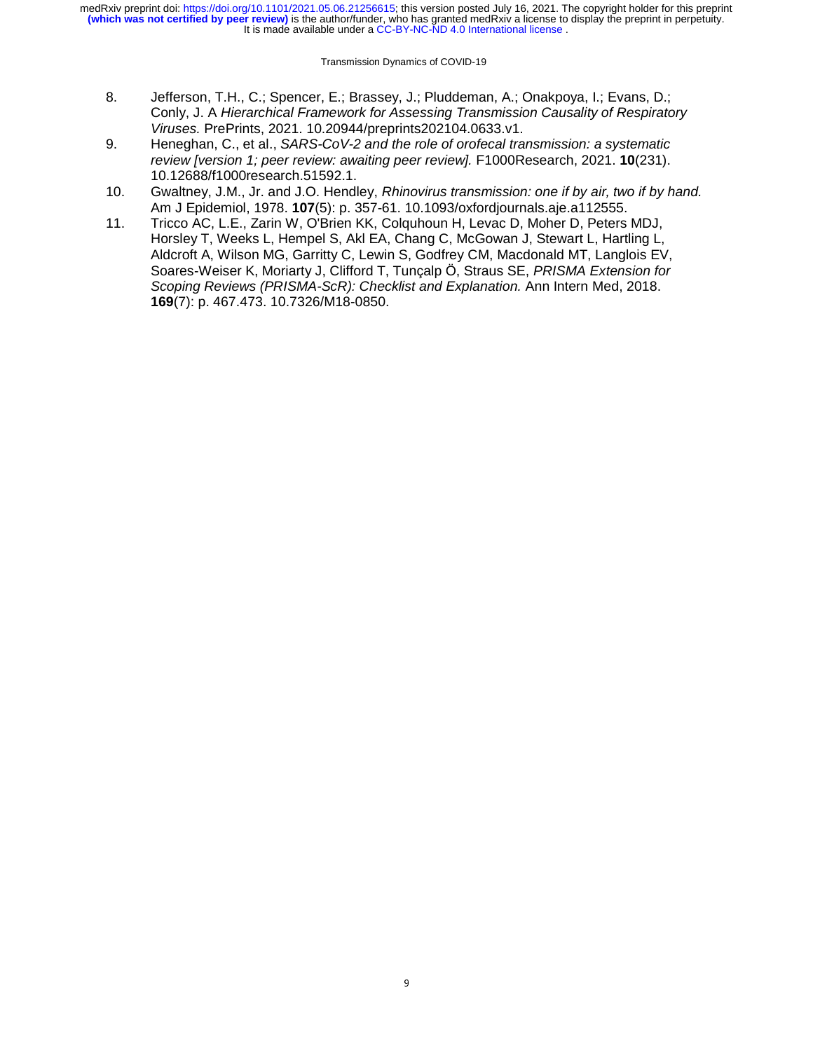8. Jefferson, T.H., C.; Spencer, E.; Brassey, J.; Pluddeman, A.; Onakpoya, I.; Evans, D.; Conly, J. A *Hierarchical Framework for Assessing Transmission Causality of Respiratory Viruses.* PrePrints, 2021. 10.20944/preprints202104.0633.v1.
9. Heneghan, C., et al., *SARS-CoV-2 and the role of orofecal transmission: a systematic review [version 1; peer review: awaiting peer review].* F1000Research, 2021. **10**(231). 10.12688/f1000research.51592.1.
10. Gwaltney, J.M., Jr. and J.O. Hendley, *Rhinovirus transmission: one if by air, two if by hand.* Am J Epidemiol, 1978. **107**(5): p. 357-61. 10.1093/oxfordjournals.aje.a112555.
11. Tricco AC, L.E., Zarin W, O'Brien KK, Colquhoun H, Levac D, Moher D, Peters MDJ, Horsley T, Weeks L, Hempel S, Akl EA, Chang C, McGowan J, Stewart L, Hartling L, Aldcroft A, Wilson MG, Garritty C, Lewin S, Godfrey CM, Macdonald MT, Langlois EV, Soares-Weiser K, Moriarty J, Clifford T, Tunçalp Ö, Straus SE, *PRISMA Extension for Scoping Reviews (PRISMA-ScR): Checklist and Explanation.* Ann Intern Med, 2018. **169**(7): p. 467.473. 10.7326/M18-0850.